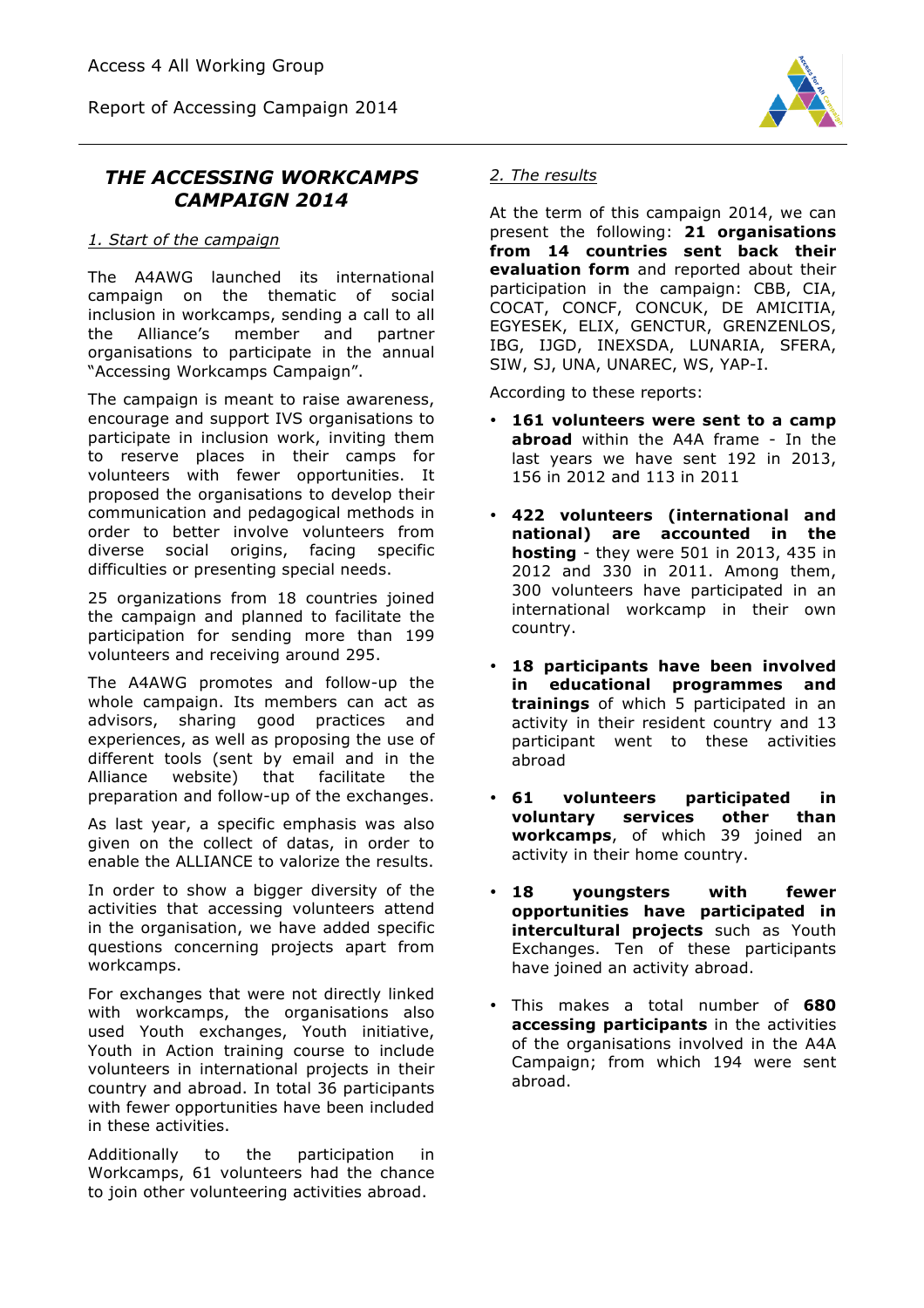# THE ACCESSING WORKCAMPS CAMPAIGN 2014

## *1. Start of the campaign*

The A4AWG launched its international campaign on the thematic of social inclusion in workcamps, sending a call to all the Alliance's member and partner organisations to participate in the annual "Accessing Workcamps Campaign".

The campaign is meant to raise awareness, encourage and support IVS organisations to participate in inclusion work, inviting them to reserve places in their camps for volunteers with fewer opportunities. It proposed the organisations to develop their communication and pedagogical methods in order to better involve volunteers from diverse social origins, facing specific difficulties or presenting special needs.

25 organizations from 18 countries joined the campaign and planned to facilitate the participation for sending more than 199 volunteers and receiving around 295.

The A4AWG promotes and follow-up the whole campaign. Its members can act as advisors, sharing good practices and experiences, as well as proposing the use of different tools (sent by email and in the Alliance website) that facilitate the preparation and follow-up of the exchanges.

As last year, a specific emphasis was also given on the collect of datas, in order to enable the ALLIANCE to valorize the results.

In order to show a bigger diversity of the activities that accessing volunteers attend in the organisation, we have added specific questions concerning projects apart from workcamps.

For exchanges that were not directly linked with workcamps, the organisations also used Youth exchanges, Youth initiative, Youth in Action training course to include volunteers in international projects in their country and abroad. In total 36 participants with fewer opportunities have been included in these activities.

Additionally to the participation in Workcamps, 61 volunteers had the chance to join other volunteering activities abroad.

## *2. The results*

At the term of this campaign 2014, we can present the following: **21 organisations from 14 countries sent back their evaluation form** and reported about their participation in the campaign: CBB, CIA, COCAT, CONCF, CONCUK, DE AMICITIA, EGYESEK, ELIX, GENCTUR, GRENZENLOS, IBG, IJGD, INEXSDA, LUNARIA, SFERA, SIW, SJ, UNA, UNAREC, WS, YAP-I.

According to these reports:

- **161 volunteers were sent to a camp abroad** within the A4A frame - In the last years we have sent 192 in 2013, 156 in 2012 and 113 in 2011
- **422 volunteers (international and national) are accounted in the hosting** - they were 501 in 2013, 435 in 2012 and 330 in 2011. Among them, 300 volunteers have participated in an international workcamp in their own country.
- **18 participants have been involved in educational programmes and trainings** of which 5 participated in an activity in their resident country and 13 participant went to these activities abroad
- **61 volunteers participated in voluntary services other than workcamps**, of which 39 joined an activity in their home country.
- **18 youngsters with fewer opportunities have participated in intercultural projects** such as Youth Exchanges. Ten of these participants have joined an activity abroad.
- This makes a total number of **680 accessing participants** in the activities of the organisations involved in the A4A Campaign; from which 194 were sent abroad.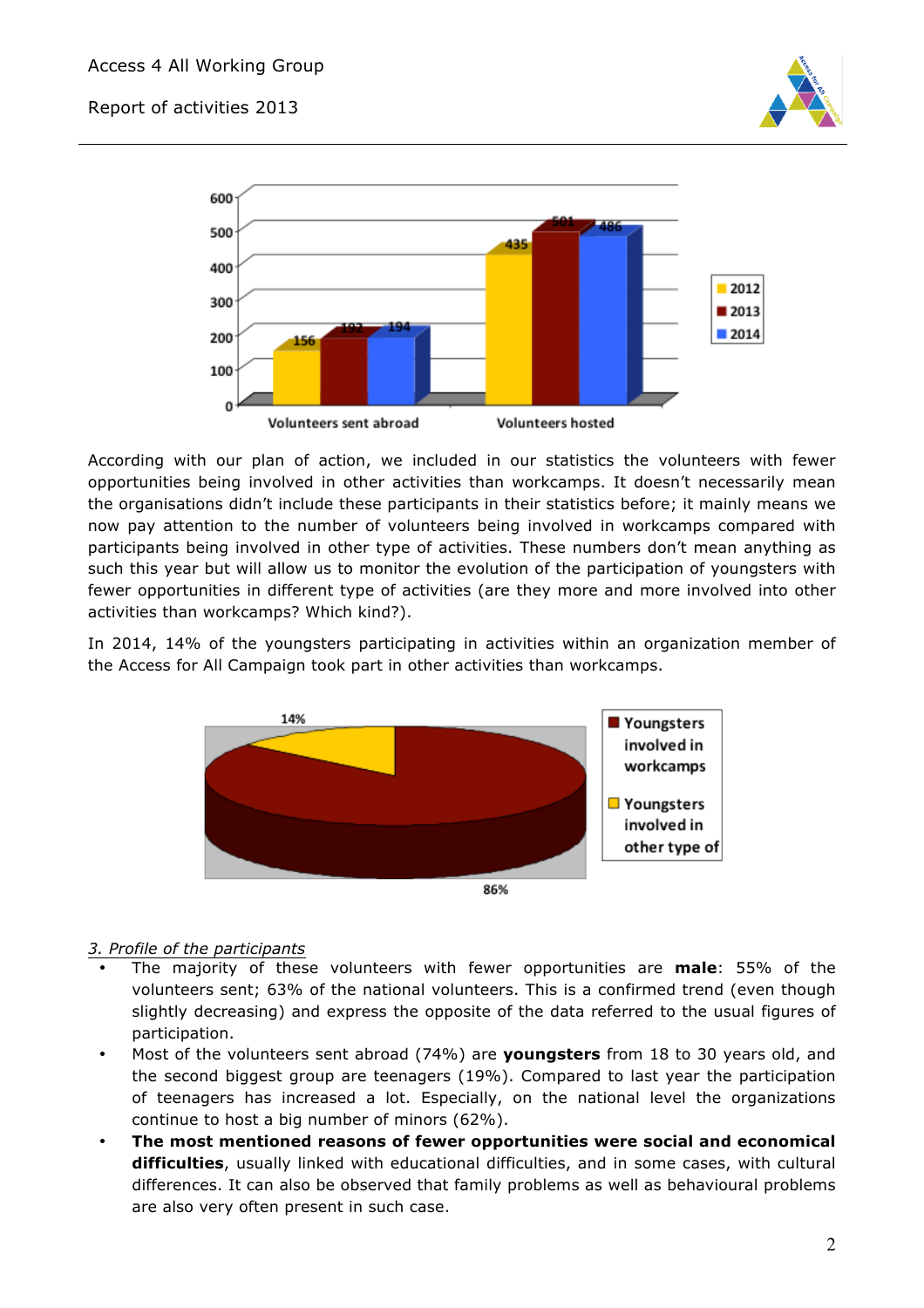According with our plan of action, we included in our statistics the volunteers with fewer opportunities being involved in other activities than workcamps. It doesn't necessarily mean the organisations didn't include these participants in their statistics before; it mainly means we now pay attention to the number of volunteers being involved in workcamps compared with participants being involved in other type of activities. These numbers don't mean anything as such this year but will allow us to monitor the evolution of the participation of youngsters with fewer opportunities in different type of activities (are they more and more involved into other activities than workcamps? Which kind?).

In 2014, 14% of the youngsters participating in activities within an organization member of the Access for All Campaign took part in other activities than workcamps.

*3. Profile of the participants*

- The majority of these volunteers with fewer opportunities are **male**: 55% of the volunteers sent; 63% of the national volunteers. This is a confirmed trend (even though slightly decreasing) and express the opposite of the data referred to the usual figures of participation.
- Most of the volunteers sent abroad (74%) are **youngsters** from 18 to 30 years old, and the second biggest group are teenagers (19%). Compared to last year the participation of teenagers has increased a lot. Especially, on the national level the organizations continue to host a big number of minors (62%).
- **The most mentioned reasons of fewer opportunities were social and economical difficulties**, usually linked with educational difficulties, and in some cases, with cultural differences. It can also be observed that family problems as well as behavioural problems are also very often present in such case.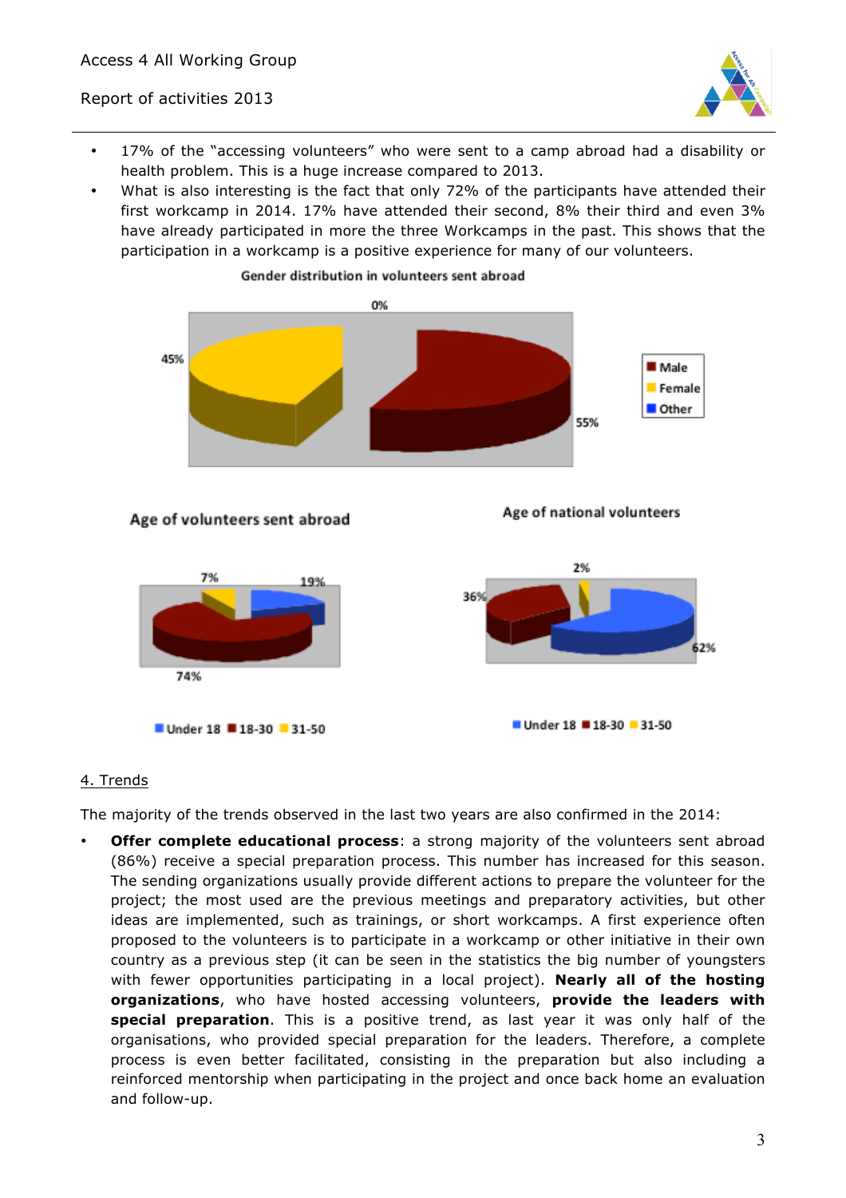- 17% of the "accessing volunteers" who were sent to a camp abroad had a disability or health problem. This is a huge increase compared to 2013.
- What is also interesting is the fact that only 72% of the participants have attended their first workcamp in 2014. 17% have attended their second, 8% their third and even 3% have already participated in more the three Workcamps in the past. This shows that the participation in a workcamp is a positive experience for many of our volunteers.

Gender distribution in volunteers sent abroad

0%

45%

55%

Male
Female
Other

Age of volunteers sent abroad

7%
19%
74%

Under 18 18-30 31-50

Age of national volunteers

2%
36%
62%

Under 18 18-30 31-50

## 4. Trends

The majority of the trends observed in the last two years are also confirmed in the 2014:

- **Offer complete educational process**: a strong majority of the volunteers sent abroad (86%) receive a special preparation process. This number has increased for this season. The sending organizations usually provide different actions to prepare the volunteer for the project; the most used are the previous meetings and preparatory activities, but other ideas are implemented, such as trainings, or short workcamps. A first experience often proposed to the volunteers is to participate in a workcamp or other initiative in their own country as a previous step (it can be seen in the statistics the big number of youngsters with fewer opportunities participating in a local project). **Nearly all of the hosting organizations**, who have hosted accessing volunteers, **provide the leaders with special preparation**. This is a positive trend, as last year it was only half of the organisations, who provided special preparation for the leaders. Therefore, a complete process is even better facilitated, consisting in the preparation but also including a reinforced mentorship when participating in the project and once back home an evaluation and follow-up.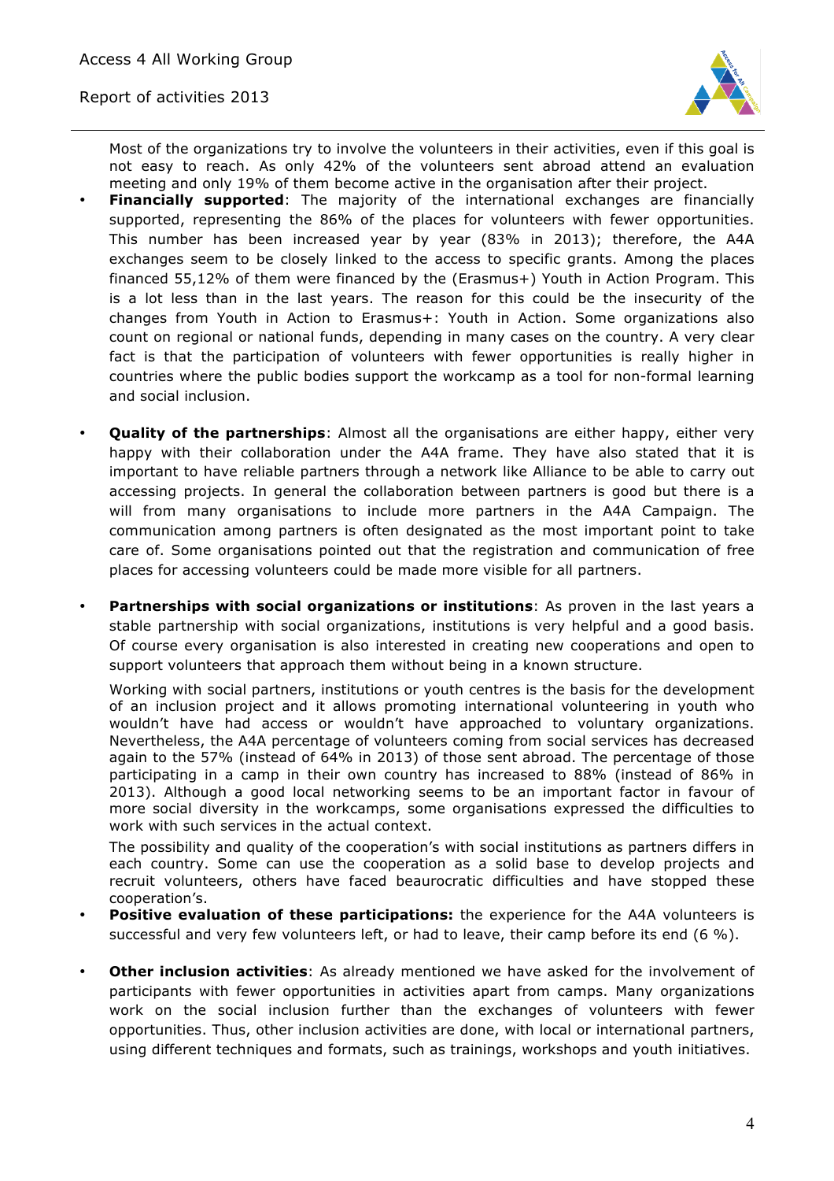Most of the organizations try to involve the volunteers in their activities, even if this goal is not easy to reach. As only 42% of the volunteers sent abroad attend an evaluation meeting and only 19% of them become active in the organisation after their project.

- **Financially supported**: The majority of the international exchanges are financially supported, representing the 86% of the places for volunteers with fewer opportunities. This number has been increased year by year (83% in 2013); therefore, the A4A exchanges seem to be closely linked to the access to specific grants. Among the places financed 55,12% of them were financed by the (Erasmus+) Youth in Action Program. This is a lot less than in the last years. The reason for this could be the insecurity of the changes from Youth in Action to Erasmus+: Youth in Action. Some organizations also count on regional or national funds, depending in many cases on the country. A very clear fact is that the participation of volunteers with fewer opportunities is really higher in countries where the public bodies support the workcamp as a tool for non-formal learning and social inclusion.

- **Quality of the partnerships**: Almost all the organisations are either happy, either very happy with their collaboration under the A4A frame. They have also stated that it is important to have reliable partners through a network like Alliance to be able to carry out accessing projects. In general the collaboration between partners is good but there is a will from many organisations to include more partners in the A4A Campaign. The communication among partners is often designated as the most important point to take care of. Some organisations pointed out that the registration and communication of free places for accessing volunteers could be made more visible for all partners.

- **Partnerships with social organizations or institutions**: As proven in the last years a stable partnership with social organizations, institutions is very helpful and a good basis. Of course every organisation is also interested in creating new cooperations and open to support volunteers that approach them without being in a known structure.

  Working with social partners, institutions or youth centres is the basis for the development of an inclusion project and it allows promoting international volunteering in youth who wouldn't have had access or wouldn't have approached to voluntary organizations. Nevertheless, the A4A percentage of volunteers coming from social services has decreased again to the 57% (instead of 64% in 2013) of those sent abroad. The percentage of those participating in a camp in their own country has increased to 88% (instead of 86% in 2013). Although a good local networking seems to be an important factor in favour of more social diversity in the workcamps, some organisations expressed the difficulties to work with such services in the actual context.

  The possibility and quality of the cooperation's with social institutions as partners differs in each country. Some can use the cooperation as a solid base to develop projects and recruit volunteers, others have faced beaurocratic difficulties and have stopped these cooperation's.

- **Positive evaluation of these participations:** the experience for the A4A volunteers is successful and very few volunteers left, or had to leave, their camp before its end (6 %).

- **Other inclusion activities**: As already mentioned we have asked for the involvement of participants with fewer opportunities in activities apart from camps. Many organizations work on the social inclusion further than the exchanges of volunteers with fewer opportunities. Thus, other inclusion activities are done, with local or international partners, using different techniques and formats, such as trainings, workshops and youth initiatives.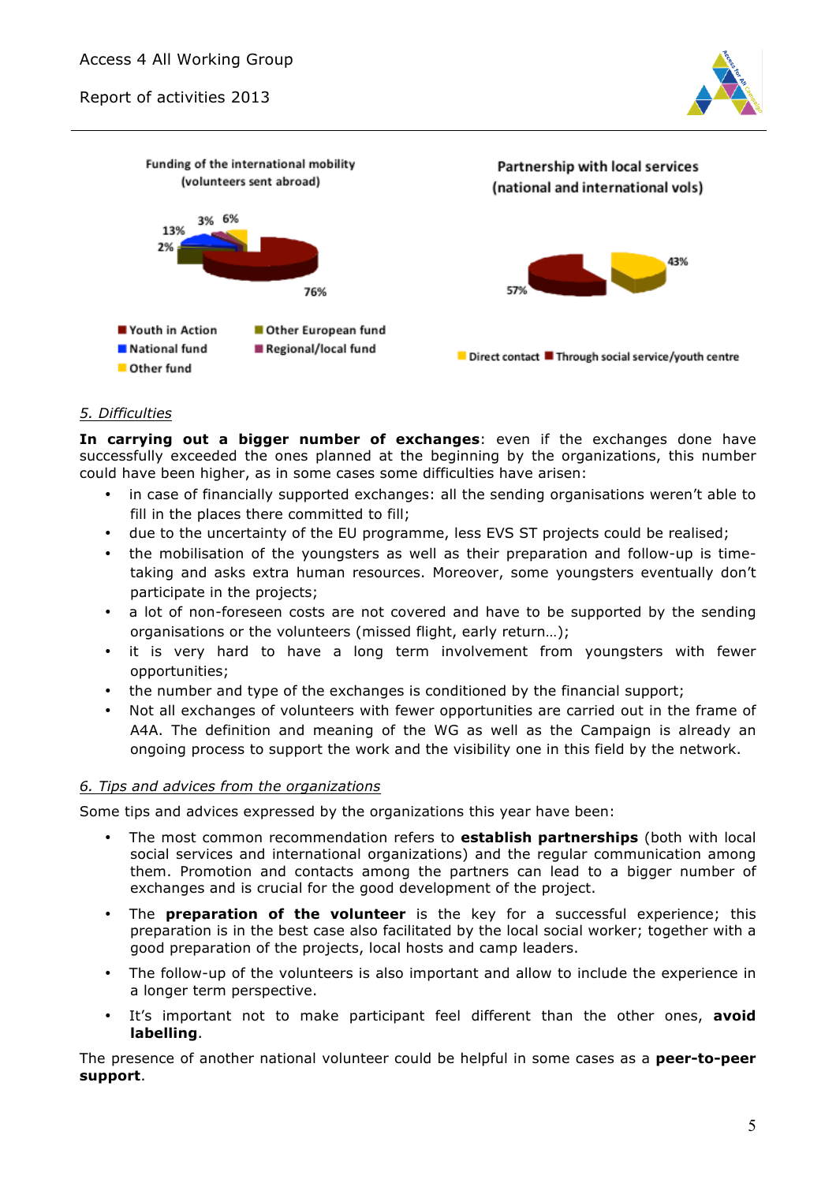Funding of the international mobility
(volunteers sent abroad)

13%
3%
6%
2%
76%

Youth in Action
Other European fund
National fund
Regional/local fund
Other fund

Partnership with local services
(national and international vols)

43%
57%

Direct contact
Through social service/youth centre

## *5. Difficulties*

**In carrying out a bigger number of exchanges**: even if the exchanges done have successfully exceeded the ones planned at the beginning by the organizations, this number could have been higher, as in some cases some difficulties have arisen:

- in case of financially supported exchanges: all the sending organisations weren't able to fill in the places there committed to fill;
- due to the uncertainty of the EU programme, less EVS ST projects could be realised;
- the mobilisation of the youngsters as well as their preparation and follow-up is time-taking and asks extra human resources. Moreover, some youngsters eventually don't participate in the projects;
- a lot of non-foreseen costs are not covered and have to be supported by the sending organisations or the volunteers (missed flight, early return…);
- it is very hard to have a long term involvement from youngsters with fewer opportunities;
- the number and type of the exchanges is conditioned by the financial support;
- Not all exchanges of volunteers with fewer opportunities are carried out in the frame of A4A. The definition and meaning of the WG as well as the Campaign is already an ongoing process to support the work and the visibility one in this field by the network.

## *6. Tips and advices from the organizations*

Some tips and advices expressed by the organizations this year have been:

- The most common recommendation refers to **establish partnerships** (both with local social services and international organizations) and the regular communication among them. Promotion and contacts among the partners can lead to a bigger number of exchanges and is crucial for the good development of the project.
- The **preparation of the volunteer** is the key for a successful experience; this preparation is in the best case also facilitated by the local social worker; together with a good preparation of the projects, local hosts and camp leaders.
- The follow-up of the volunteers is also important and allow to include the experience in a longer term perspective.
- It's important not to make participant feel different than the other ones, **avoid labelling**.

The presence of another national volunteer could be helpful in some cases as a **peer-to-peer support**.